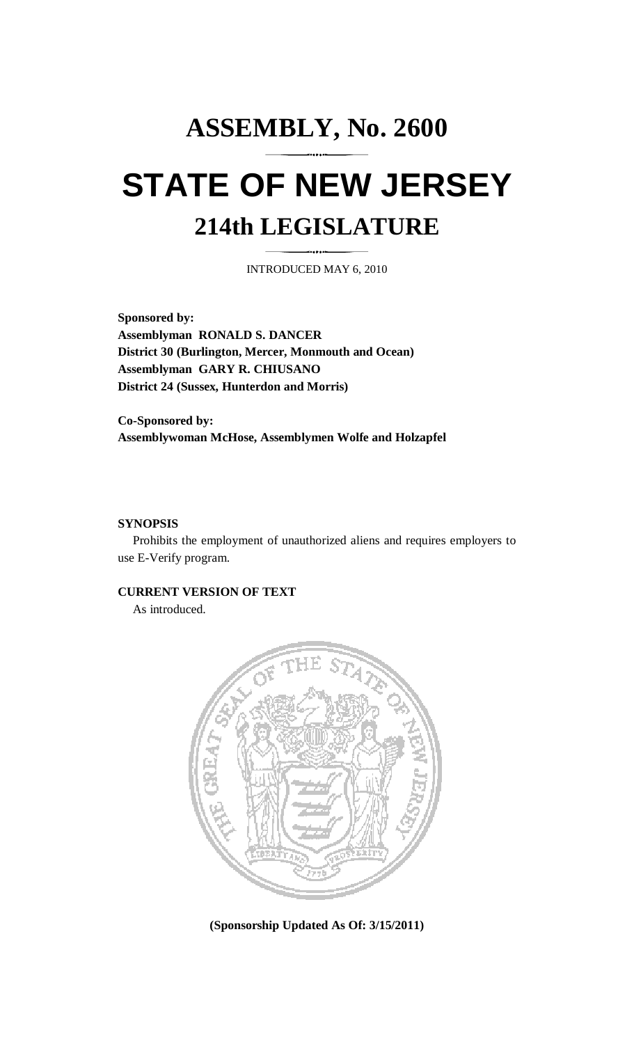# ASSEMBLY, No. 2600

# STATE OF NEW JERSEY

## 214th LEGISLATURE

INTRODUCED MAY 6, 2010

**Sponsored by:**
**Assemblyman RONALD S. DANCER**
**District 30 (Burlington, Mercer, Monmouth and Ocean)**
**Assemblyman GARY R. CHIUSANO**
**District 24 (Sussex, Hunterdon and Morris)**

**Co-Sponsored by:**
**Assemblywoman McHose, Assemblymen Wolfe and Holzapfel**

**SYNOPSIS**

Prohibits the employment of unauthorized aliens and requires employers to use E-Verify program.

**CURRENT VERSION OF TEXT**

As introduced.

**(Sponsorship Updated As Of: 3/15/2011)**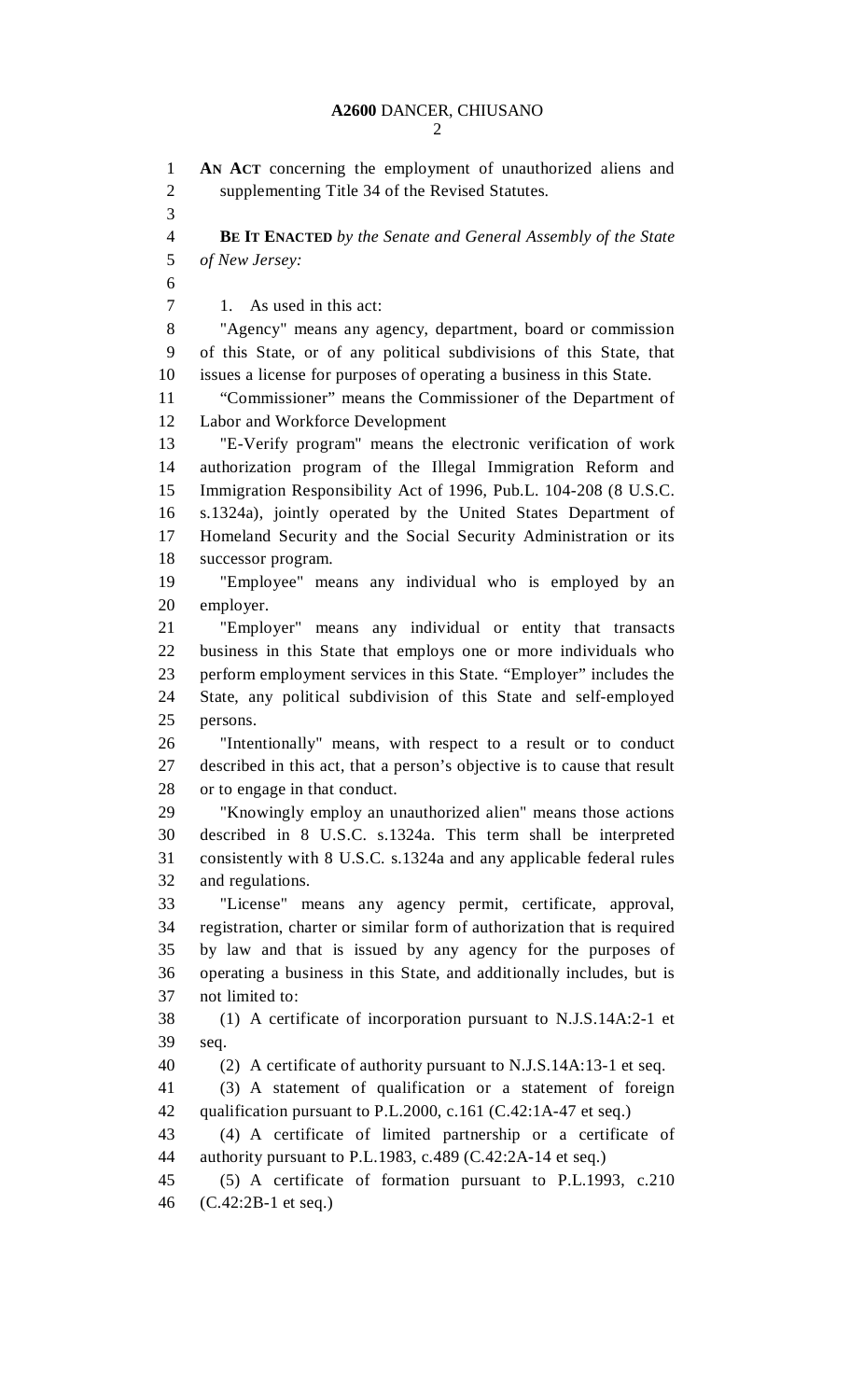**AN ACT** concerning the employment of unauthorized aliens and supplementing Title 34 of the Revised Statutes.

**BE IT ENACTED** *by the Senate and General Assembly of the State of New Jersey:*

1. As used in this act:

"Agency" means any agency, department, board or commission of this State, or of any political subdivisions of this State, that issues a license for purposes of operating a business in this State.

"Commissioner" means the Commissioner of the Department of Labor and Workforce Development

"E-Verify program" means the electronic verification of work authorization program of the Illegal Immigration Reform and Immigration Responsibility Act of 1996, Pub.L. 104-208 (8 U.S.C. s.1324a), jointly operated by the United States Department of Homeland Security and the Social Security Administration or its successor program.

"Employee" means any individual who is employed by an employer.

"Employer" means any individual or entity that transacts business in this State that employs one or more individuals who perform employment services in this State. "Employer" includes the State, any political subdivision of this State and self-employed persons.

"Intentionally" means, with respect to a result or to conduct described in this act, that a person's objective is to cause that result or to engage in that conduct.

"Knowingly employ an unauthorized alien" means those actions described in 8 U.S.C. s.1324a. This term shall be interpreted consistently with 8 U.S.C. s.1324a and any applicable federal rules and regulations.

"License" means any agency permit, certificate, approval, registration, charter or similar form of authorization that is required by law and that is issued by any agency for the purposes of operating a business in this State, and additionally includes, but is not limited to:

(1) A certificate of incorporation pursuant to N.J.S.14A:2-1 et seq.

(2) A certificate of authority pursuant to N.J.S.14A:13-1 et seq.

(3) A statement of qualification or a statement of foreign qualification pursuant to P.L.2000, c.161 (C.42:1A-47 et seq.)

(4) A certificate of limited partnership or a certificate of authority pursuant to P.L.1983, c.489 (C.42:2A-14 et seq.)

(5) A certificate of formation pursuant to P.L.1993, c.210 (C.42:2B-1 et seq.)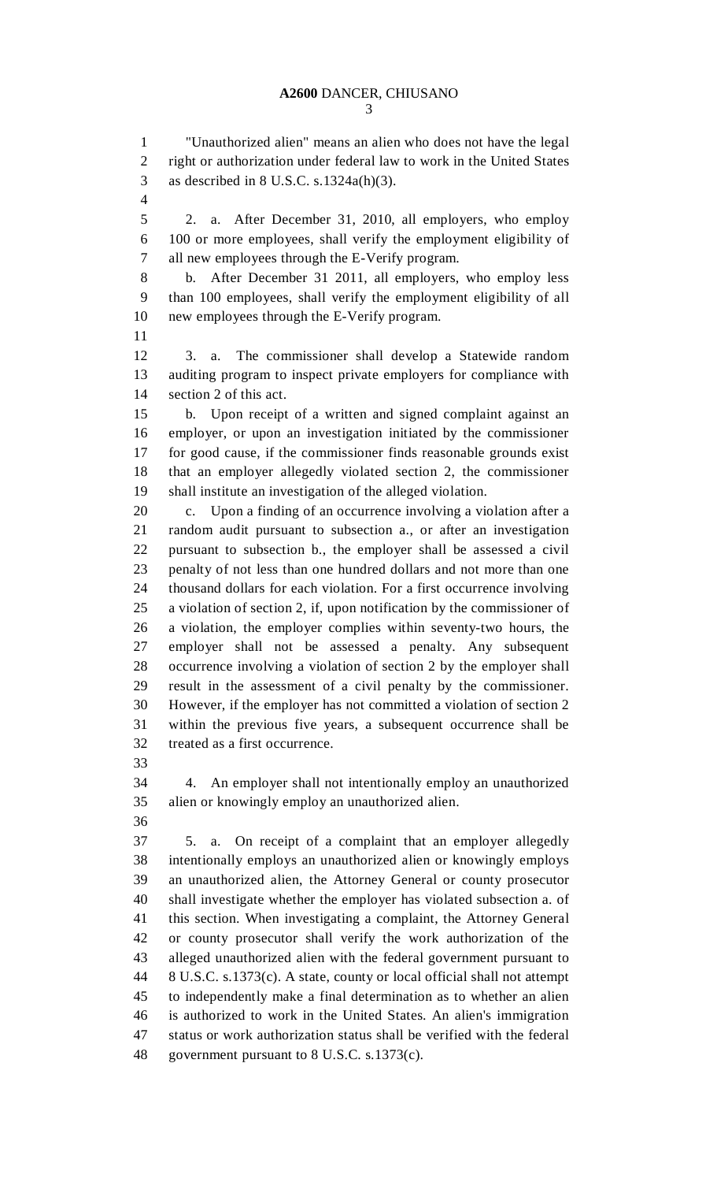"Unauthorized alien" means an alien who does not have the legal right or authorization under federal law to work in the United States as described in 8 U.S.C. s.1324a(h)(3).

2. a. After December 31, 2010, all employers, who employ 100 or more employees, shall verify the employment eligibility of all new employees through the E-Verify program.

b. After December 31 2011, all employers, who employ less than 100 employees, shall verify the employment eligibility of all new employees through the E-Verify program.

3. a. The commissioner shall develop a Statewide random auditing program to inspect private employers for compliance with section 2 of this act.

b. Upon receipt of a written and signed complaint against an employer, or upon an investigation initiated by the commissioner for good cause, if the commissioner finds reasonable grounds exist that an employer allegedly violated section 2, the commissioner shall institute an investigation of the alleged violation.

c. Upon a finding of an occurrence involving a violation after a random audit pursuant to subsection a., or after an investigation pursuant to subsection b., the employer shall be assessed a civil penalty of not less than one hundred dollars and not more than one thousand dollars for each violation. For a first occurrence involving a violation of section 2, if, upon notification by the commissioner of a violation, the employer complies within seventy-two hours, the employer shall not be assessed a penalty. Any subsequent occurrence involving a violation of section 2 by the employer shall result in the assessment of a civil penalty by the commissioner. However, if the employer has not committed a violation of section 2 within the previous five years, a subsequent occurrence shall be treated as a first occurrence.

4. An employer shall not intentionally employ an unauthorized alien or knowingly employ an unauthorized alien.

5. a. On receipt of a complaint that an employer allegedly intentionally employs an unauthorized alien or knowingly employs an unauthorized alien, the Attorney General or county prosecutor shall investigate whether the employer has violated subsection a. of this section. When investigating a complaint, the Attorney General or county prosecutor shall verify the work authorization of the alleged unauthorized alien with the federal government pursuant to 8 U.S.C. s.1373(c). A state, county or local official shall not attempt to independently make a final determination as to whether an alien is authorized to work in the United States. An alien's immigration status or work authorization status shall be verified with the federal government pursuant to 8 U.S.C. s.1373(c).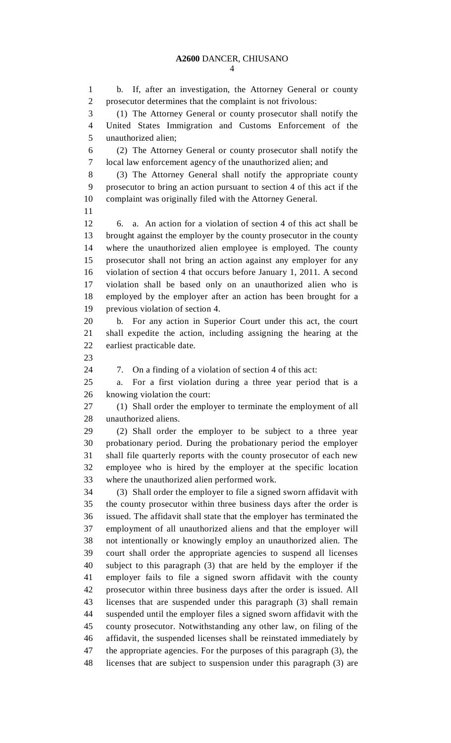b. If, after an investigation, the Attorney General or county prosecutor determines that the complaint is not frivolous:

(1) The Attorney General or county prosecutor shall notify the United States Immigration and Customs Enforcement of the unauthorized alien;

(2) The Attorney General or county prosecutor shall notify the local law enforcement agency of the unauthorized alien; and

(3) The Attorney General shall notify the appropriate county prosecutor to bring an action pursuant to section 4 of this act if the complaint was originally filed with the Attorney General.

6. a. An action for a violation of section 4 of this act shall be brought against the employer by the county prosecutor in the county where the unauthorized alien employee is employed. The county prosecutor shall not bring an action against any employer for any violation of section 4 that occurs before January 1, 2011. A second violation shall be based only on an unauthorized alien who is employed by the employer after an action has been brought for a previous violation of section 4.

b. For any action in Superior Court under this act, the court shall expedite the action, including assigning the hearing at the earliest practicable date.

7. On a finding of a violation of section 4 of this act:

a. For a first violation during a three year period that is a knowing violation the court:

(1) Shall order the employer to terminate the employment of all unauthorized aliens.

(2) Shall order the employer to be subject to a three year probationary period. During the probationary period the employer shall file quarterly reports with the county prosecutor of each new employee who is hired by the employer at the specific location where the unauthorized alien performed work.

(3) Shall order the employer to file a signed sworn affidavit with the county prosecutor within three business days after the order is issued. The affidavit shall state that the employer has terminated the employment of all unauthorized aliens and that the employer will not intentionally or knowingly employ an unauthorized alien. The court shall order the appropriate agencies to suspend all licenses subject to this paragraph (3) that are held by the employer if the employer fails to file a signed sworn affidavit with the county prosecutor within three business days after the order is issued. All licenses that are suspended under this paragraph (3) shall remain suspended until the employer files a signed sworn affidavit with the county prosecutor. Notwithstanding any other law, on filing of the affidavit, the suspended licenses shall be reinstated immediately by the appropriate agencies. For the purposes of this paragraph (3), the licenses that are subject to suspension under this paragraph (3) are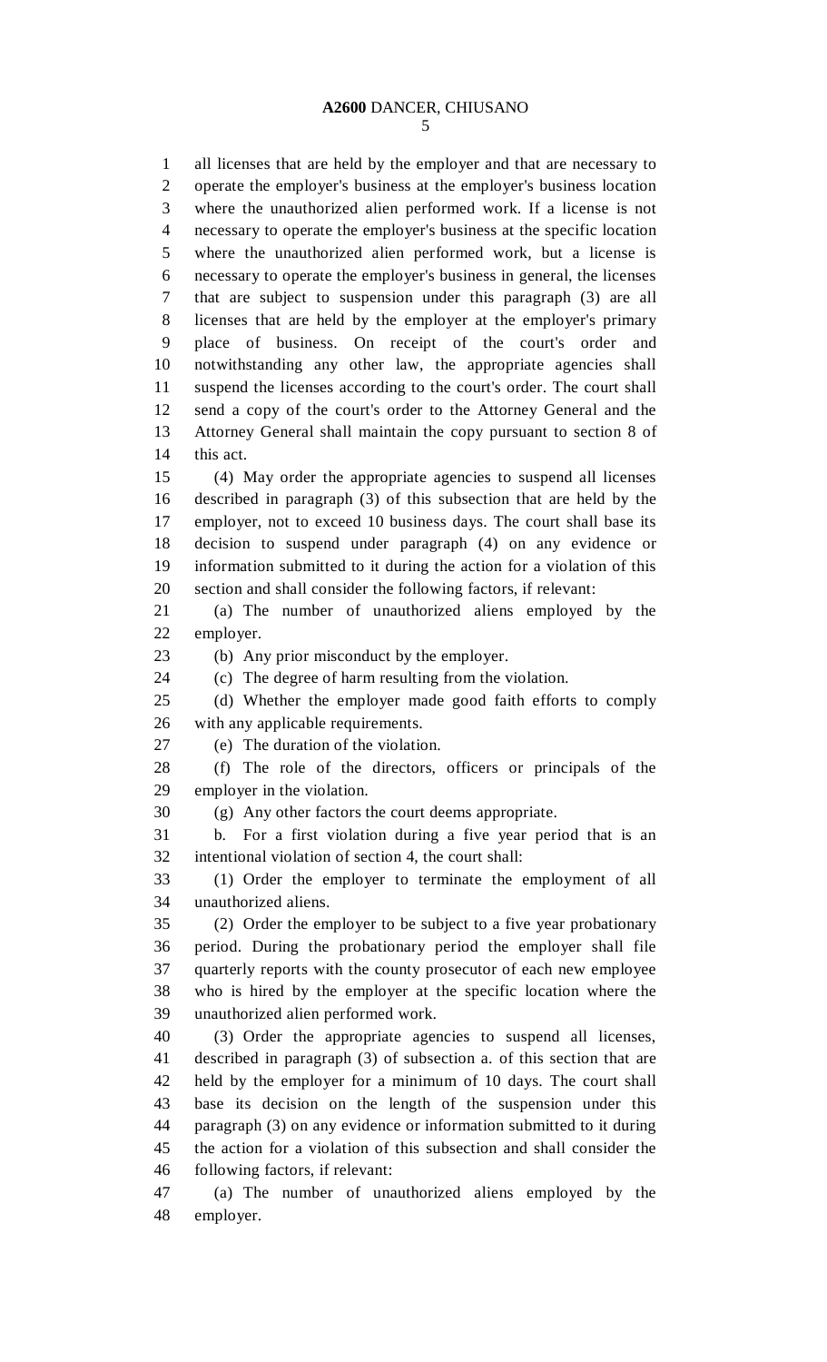all licenses that are held by the employer and that are necessary to operate the employer's business at the employer's business location where the unauthorized alien performed work. If a license is not necessary to operate the employer's business at the specific location where the unauthorized alien performed work, but a license is necessary to operate the employer's business in general, the licenses that are subject to suspension under this paragraph (3) are all licenses that are held by the employer at the employer's primary place of business. On receipt of the court's order and notwithstanding any other law, the appropriate agencies shall suspend the licenses according to the court's order. The court shall send a copy of the court's order to the Attorney General and the Attorney General shall maintain the copy pursuant to section 8 of this act.

(4) May order the appropriate agencies to suspend all licenses described in paragraph (3) of this subsection that are held by the employer, not to exceed 10 business days. The court shall base its decision to suspend under paragraph (4) on any evidence or information submitted to it during the action for a violation of this section and shall consider the following factors, if relevant:

(a) The number of unauthorized aliens employed by the employer.

(b) Any prior misconduct by the employer.

(c) The degree of harm resulting from the violation.

(d) Whether the employer made good faith efforts to comply with any applicable requirements.

(e) The duration of the violation.

(f) The role of the directors, officers or principals of the employer in the violation.

(g) Any other factors the court deems appropriate.

b. For a first violation during a five year period that is an intentional violation of section 4, the court shall:

(1) Order the employer to terminate the employment of all unauthorized aliens.

(2) Order the employer to be subject to a five year probationary period. During the probationary period the employer shall file quarterly reports with the county prosecutor of each new employee who is hired by the employer at the specific location where the unauthorized alien performed work.

(3) Order the appropriate agencies to suspend all licenses, described in paragraph (3) of subsection a. of this section that are held by the employer for a minimum of 10 days. The court shall base its decision on the length of the suspension under this paragraph (3) on any evidence or information submitted to it during the action for a violation of this subsection and shall consider the following factors, if relevant:

(a) The number of unauthorized aliens employed by the employer.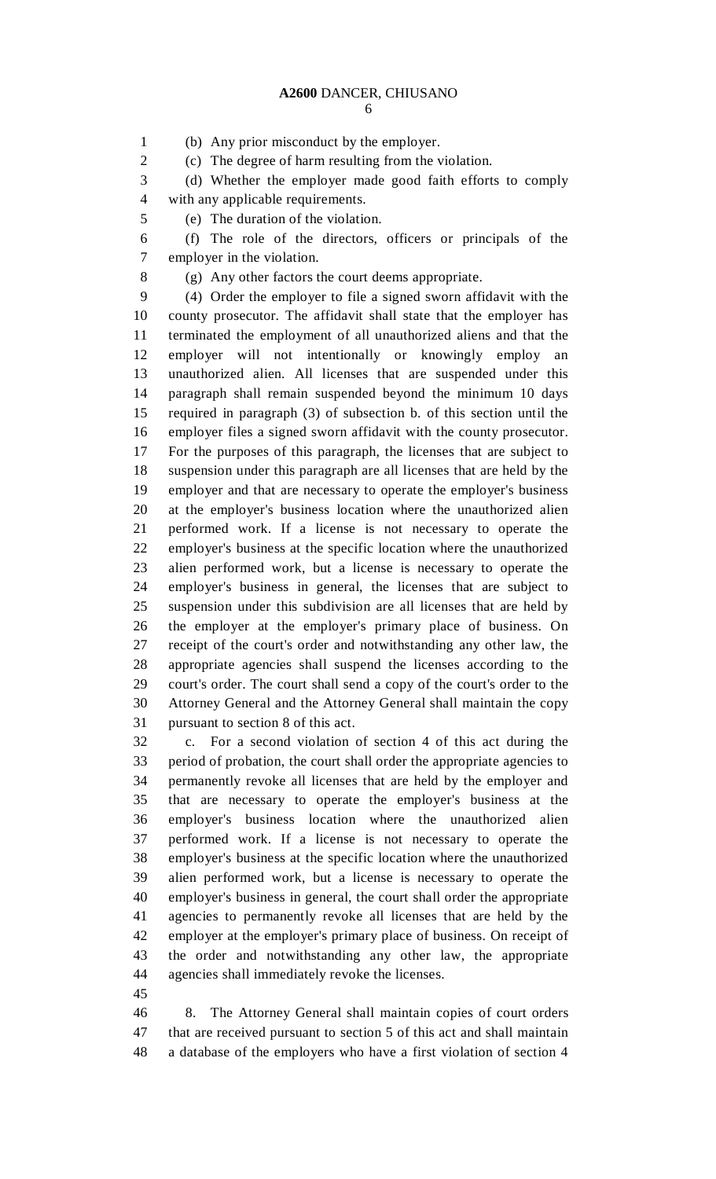(b) Any prior misconduct by the employer.

(c) The degree of harm resulting from the violation.

(d) Whether the employer made good faith efforts to comply with any applicable requirements.

(e) The duration of the violation.

(f) The role of the directors, officers or principals of the employer in the violation.

(g) Any other factors the court deems appropriate.

(4) Order the employer to file a signed sworn affidavit with the county prosecutor. The affidavit shall state that the employer has terminated the employment of all unauthorized aliens and that the employer will not intentionally or knowingly employ an unauthorized alien. All licenses that are suspended under this paragraph shall remain suspended beyond the minimum 10 days required in paragraph (3) of subsection b. of this section until the employer files a signed sworn affidavit with the county prosecutor. For the purposes of this paragraph, the licenses that are subject to suspension under this paragraph are all licenses that are held by the employer and that are necessary to operate the employer's business at the employer's business location where the unauthorized alien performed work. If a license is not necessary to operate the employer's business at the specific location where the unauthorized alien performed work, but a license is necessary to operate the employer's business in general, the licenses that are subject to suspension under this subdivision are all licenses that are held by the employer at the employer's primary place of business. On receipt of the court's order and notwithstanding any other law, the appropriate agencies shall suspend the licenses according to the court's order. The court shall send a copy of the court's order to the Attorney General and the Attorney General shall maintain the copy pursuant to section 8 of this act.

c. For a second violation of section 4 of this act during the period of probation, the court shall order the appropriate agencies to permanently revoke all licenses that are held by the employer and that are necessary to operate the employer's business at the employer's business location where the unauthorized alien performed work. If a license is not necessary to operate the employer's business at the specific location where the unauthorized alien performed work, but a license is necessary to operate the employer's business in general, the court shall order the appropriate agencies to permanently revoke all licenses that are held by the employer at the employer's primary place of business. On receipt of the order and notwithstanding any other law, the appropriate agencies shall immediately revoke the licenses.

8. The Attorney General shall maintain copies of court orders that are received pursuant to section 5 of this act and shall maintain a database of the employers who have a first violation of section 4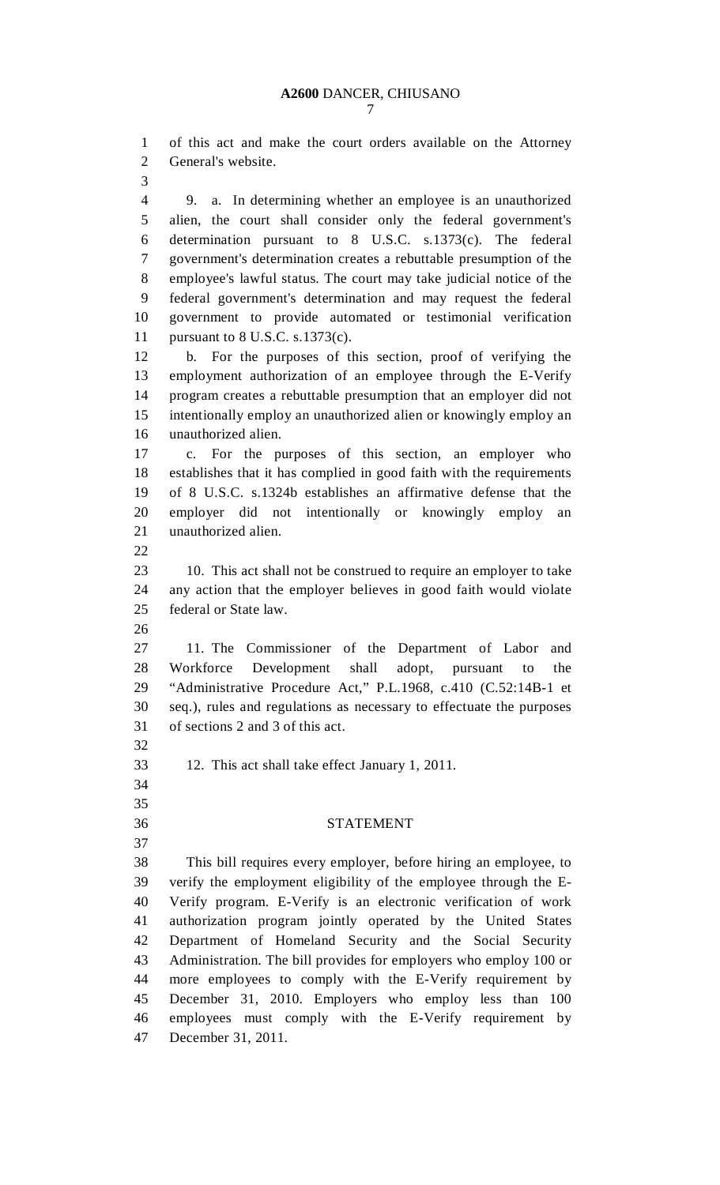of this act and make the court orders available on the Attorney General's website.

9. a. In determining whether an employee is an unauthorized alien, the court shall consider only the federal government's determination pursuant to 8 U.S.C. s.1373(c). The federal government's determination creates a rebuttable presumption of the employee's lawful status. The court may take judicial notice of the federal government's determination and may request the federal government to provide automated or testimonial verification pursuant to 8 U.S.C. s.1373(c).

b. For the purposes of this section, proof of verifying the employment authorization of an employee through the E-Verify program creates a rebuttable presumption that an employer did not intentionally employ an unauthorized alien or knowingly employ an unauthorized alien.

c. For the purposes of this section, an employer who establishes that it has complied in good faith with the requirements of 8 U.S.C. s.1324b establishes an affirmative defense that the employer did not intentionally or knowingly employ an unauthorized alien.

10. This act shall not be construed to require an employer to take any action that the employer believes in good faith would violate federal or State law.

11. The Commissioner of the Department of Labor and Workforce Development shall adopt, pursuant to the "Administrative Procedure Act," P.L.1968, c.410 (C.52:14B-1 et seq.), rules and regulations as necessary to effectuate the purposes of sections 2 and 3 of this act.

12. This act shall take effect January 1, 2011.

## STATEMENT

This bill requires every employer, before hiring an employee, to verify the employment eligibility of the employee through the E-Verify program. E-Verify is an electronic verification of work authorization program jointly operated by the United States Department of Homeland Security and the Social Security Administration. The bill provides for employers who employ 100 or more employees to comply with the E-Verify requirement by December 31, 2010. Employers who employ less than 100 employees must comply with the E-Verify requirement by December 31, 2011.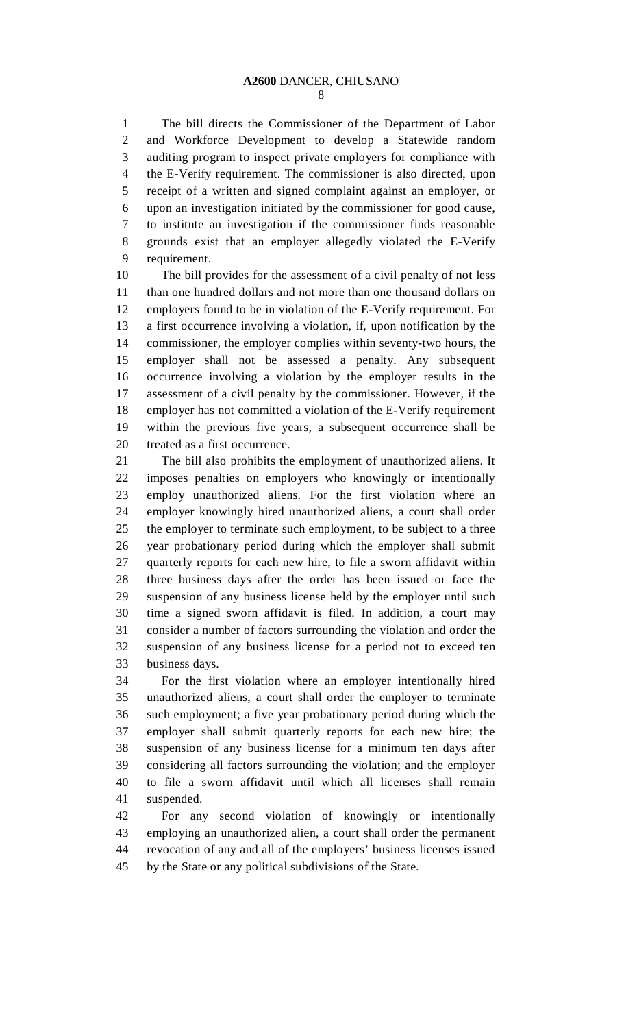The bill directs the Commissioner of the Department of Labor and Workforce Development to develop a Statewide random auditing program to inspect private employers for compliance with the E-Verify requirement. The commissioner is also directed, upon receipt of a written and signed complaint against an employer, or upon an investigation initiated by the commissioner for good cause, to institute an investigation if the commissioner finds reasonable grounds exist that an employer allegedly violated the E-Verify requirement.

The bill provides for the assessment of a civil penalty of not less than one hundred dollars and not more than one thousand dollars on employers found to be in violation of the E-Verify requirement. For a first occurrence involving a violation, if, upon notification by the commissioner, the employer complies within seventy-two hours, the employer shall not be assessed a penalty. Any subsequent occurrence involving a violation by the employer results in the assessment of a civil penalty by the commissioner. However, if the employer has not committed a violation of the E-Verify requirement within the previous five years, a subsequent occurrence shall be treated as a first occurrence.

The bill also prohibits the employment of unauthorized aliens. It imposes penalties on employers who knowingly or intentionally employ unauthorized aliens. For the first violation where an employer knowingly hired unauthorized aliens, a court shall order the employer to terminate such employment, to be subject to a three year probationary period during which the employer shall submit quarterly reports for each new hire, to file a sworn affidavit within three business days after the order has been issued or face the suspension of any business license held by the employer until such time a signed sworn affidavit is filed. In addition, a court may consider a number of factors surrounding the violation and order the suspension of any business license for a period not to exceed ten business days.

For the first violation where an employer intentionally hired unauthorized aliens, a court shall order the employer to terminate such employment; a five year probationary period during which the employer shall submit quarterly reports for each new hire; the suspension of any business license for a minimum ten days after considering all factors surrounding the violation; and the employer to file a sworn affidavit until which all licenses shall remain suspended.

For any second violation of knowingly or intentionally employing an unauthorized alien, a court shall order the permanent revocation of any and all of the employers' business licenses issued by the State or any political subdivisions of the State.